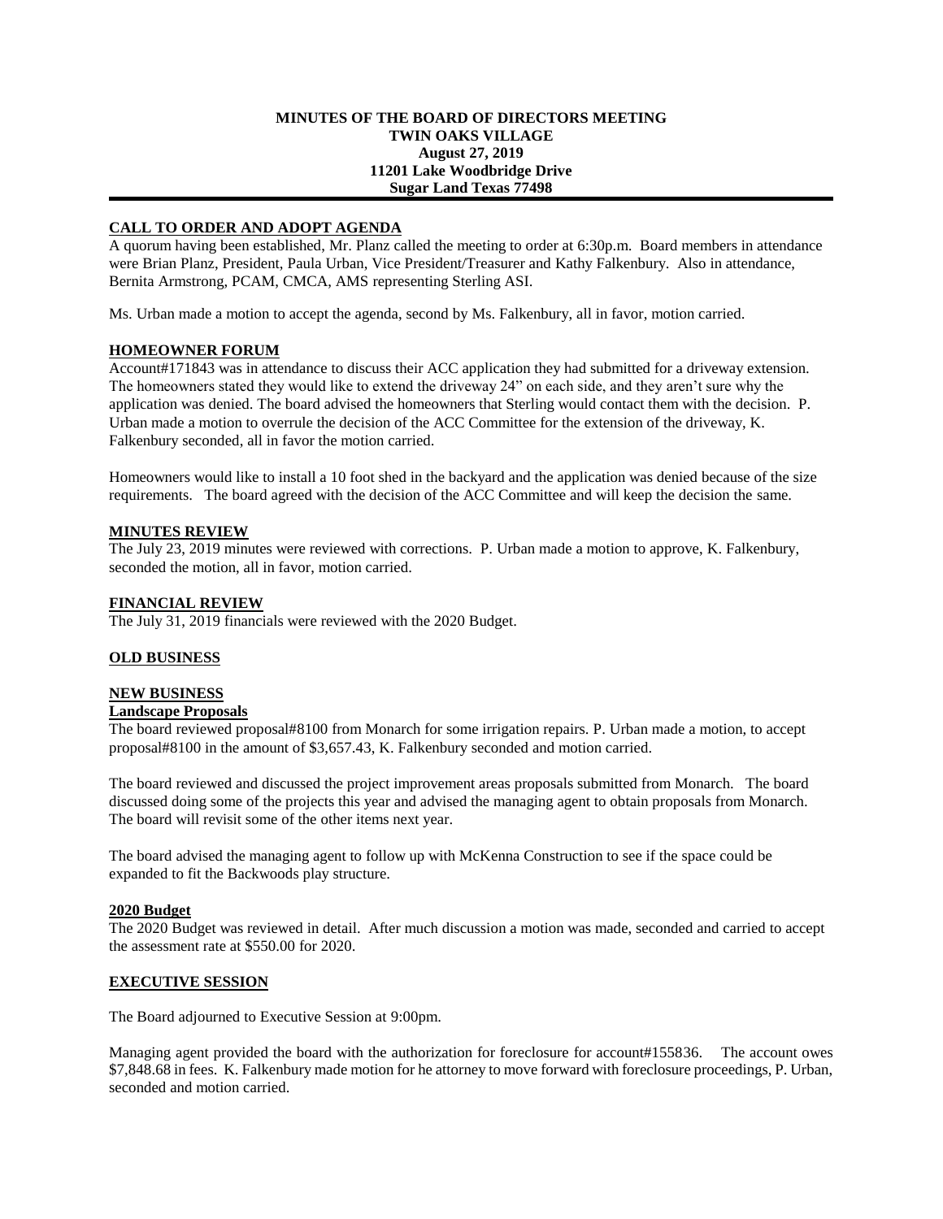**MINUTES OF THE BOARD OF DIRECTORS MEETING**
**TWIN OAKS VILLAGE**
**August 27, 2019**
**11201 Lake Woodbridge Drive**
**Sugar Land Texas 77498**

---

## CALL TO ORDER AND ADOPT AGENDA

A quorum having been established, Mr. Planz called the meeting to order at 6:30p.m. Board members in attendance were Brian Planz, President, Paula Urban, Vice President/Treasurer and Kathy Falkenbury. Also in attendance, Bernita Armstrong, PCAM, CMCA, AMS representing Sterling ASI.

Ms. Urban made a motion to accept the agenda, second by Ms. Falkenbury, all in favor, motion carried.

## HOMEOWNER FORUM

Account#171843 was in attendance to discuss their ACC application they had submitted for a driveway extension. The homeowners stated they would like to extend the driveway 24" on each side, and they aren't sure why the application was denied. The board advised the homeowners that Sterling would contact them with the decision. P. Urban made a motion to overrule the decision of the ACC Committee for the extension of the driveway, K. Falkenbury seconded, all in favor the motion carried.

Homeowners would like to install a 10 foot shed in the backyard and the application was denied because of the size requirements. The board agreed with the decision of the ACC Committee and will keep the decision the same.

## MINUTES REVIEW

The July 23, 2019 minutes were reviewed with corrections. P. Urban made a motion to approve, K. Falkenbury, seconded the motion, all in favor, motion carried.

## FINANCIAL REVIEW

The July 31, 2019 financials were reviewed with the 2020 Budget.

## OLD BUSINESS

## NEW BUSINESS

### Landscape Proposals

The board reviewed proposal#8100 from Monarch for some irrigation repairs. P. Urban made a motion, to accept proposal#8100 in the amount of $3,657.43, K. Falkenbury seconded and motion carried.

The board reviewed and discussed the project improvement areas proposals submitted from Monarch. The board discussed doing some of the projects this year and advised the managing agent to obtain proposals from Monarch. The board will revisit some of the other items next year.

The board advised the managing agent to follow up with McKenna Construction to see if the space could be expanded to fit the Backwoods play structure.

### 2020 Budget

The 2020 Budget was reviewed in detail. After much discussion a motion was made, seconded and carried to accept the assessment rate at $550.00 for 2020.

## EXECUTIVE SESSION

The Board adjourned to Executive Session at 9:00pm.

Managing agent provided the board with the authorization for foreclosure for account#155836. The account owes $7,848.68 in fees. K. Falkenbury made motion for he attorney to move forward with foreclosure proceedings, P. Urban, seconded and motion carried.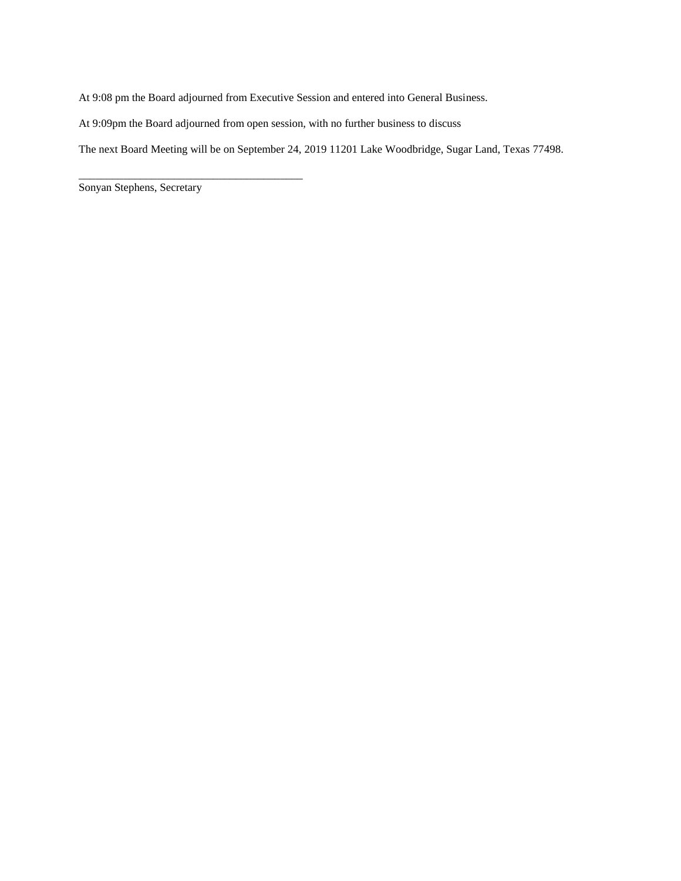At 9:08 pm the Board adjourned from Executive Session and entered into General Business.

At 9:09pm the Board adjourned from open session, with no further business to discuss

The next Board Meeting will be on September 24, 2019 11201 Lake Woodbridge, Sugar Land, Texas 77498.

\_\_\_\_\_\_\_\_\_\_\_\_\_\_\_\_\_\_\_\_\_\_\_\_\_\_\_\_\_\_\_\_\_\_\_\_\_\_\_\_

Sonyan Stephens, Secretary